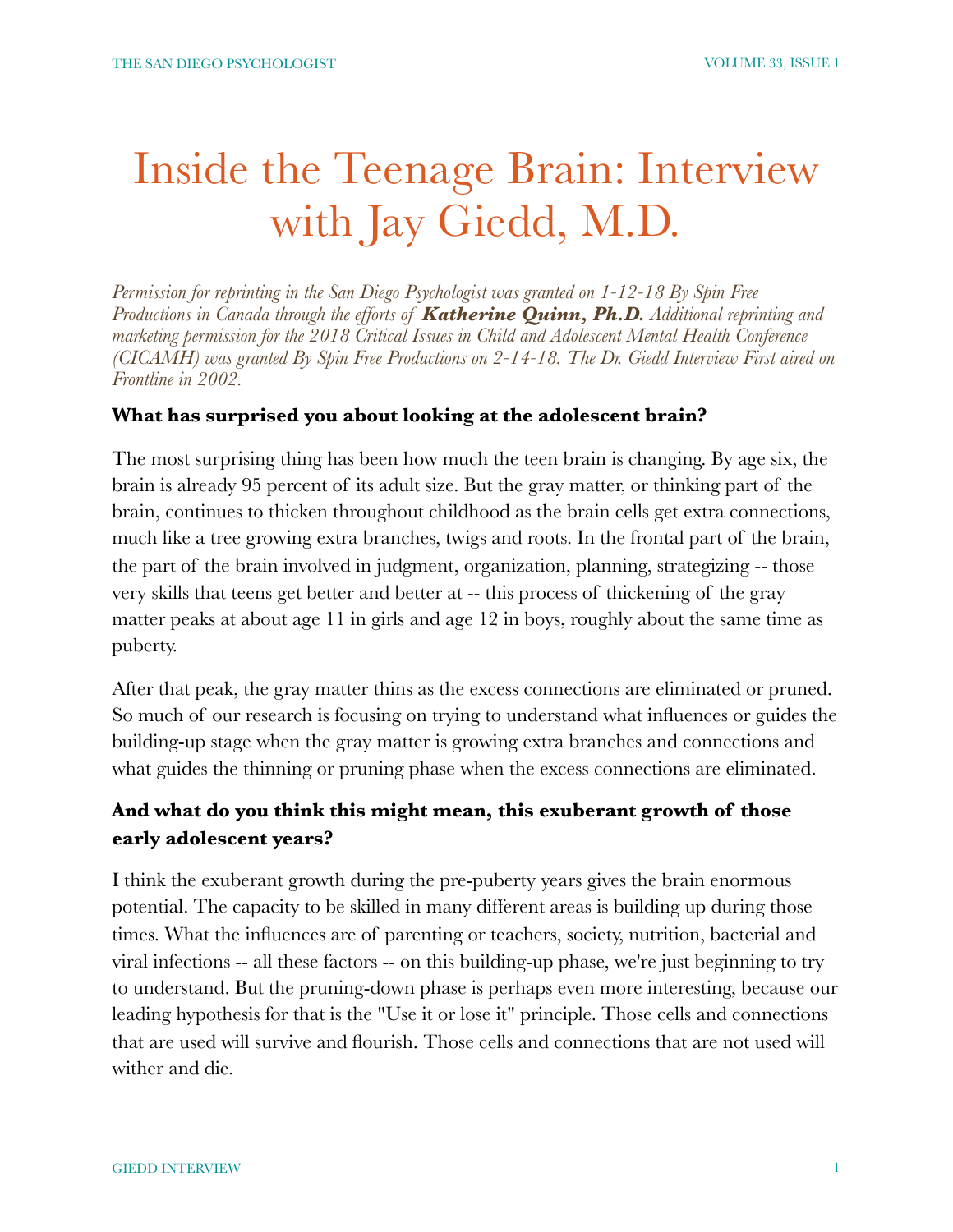# Inside the Teenage Brain: Interview with Jay Giedd, M.D.

*Permission for reprinting in the San Diego Psychologist was granted on 1-12-18 By Spin Free Productions in Canada through the efforts of* ***Katherine Quinn, Ph.D.*** *Additional reprinting and marketing permission for the 2018 Critical Issues in Child and Adolescent Mental Health Conference (CICAMH) was granted By Spin Free Productions on 2-14-18. The Dr. Giedd Interview First aired on Frontline in 2002.*

**What has surprised you about looking at the adolescent brain?**

The most surprising thing has been how much the teen brain is changing. By age six, the brain is already 95 percent of its adult size. But the gray matter, or thinking part of the brain, continues to thicken throughout childhood as the brain cells get extra connections, much like a tree growing extra branches, twigs and roots. In the frontal part of the brain, the part of the brain involved in judgment, organization, planning, strategizing -- those very skills that teens get better and better at -- this process of thickening of the gray matter peaks at about age 11 in girls and age 12 in boys, roughly about the same time as puberty.

After that peak, the gray matter thins as the excess connections are eliminated or pruned. So much of our research is focusing on trying to understand what influences or guides the building-up stage when the gray matter is growing extra branches and connections and what guides the thinning or pruning phase when the excess connections are eliminated.

**And what do you think this might mean, this exuberant growth of those early adolescent years?**

I think the exuberant growth during the pre-puberty years gives the brain enormous potential. The capacity to be skilled in many different areas is building up during those times. What the influences are of parenting or teachers, society, nutrition, bacterial and viral infections -- all these factors -- on this building-up phase, we're just beginning to try to understand. But the pruning-down phase is perhaps even more interesting, because our leading hypothesis for that is the "Use it or lose it" principle. Those cells and connections that are used will survive and flourish. Those cells and connections that are not used will wither and die.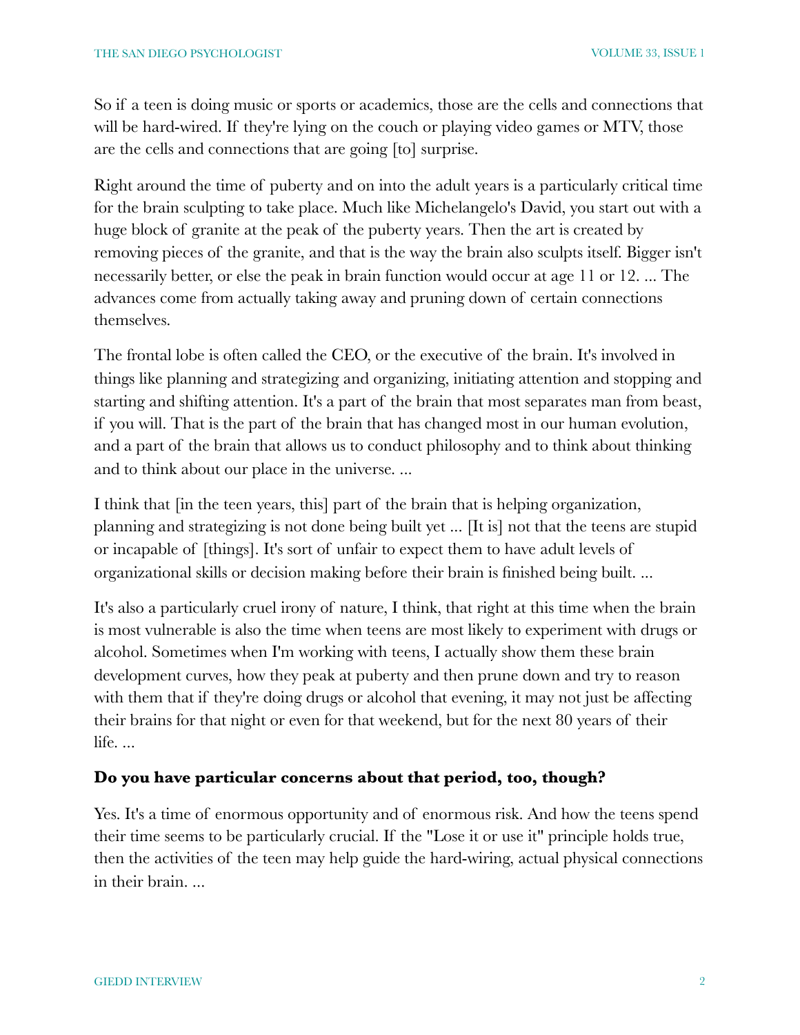So if a teen is doing music or sports or academics, those are the cells and connections that will be hard-wired. If they're lying on the couch or playing video games or MTV, those are the cells and connections that are going [to] surprise.

Right around the time of puberty and on into the adult years is a particularly critical time for the brain sculpting to take place. Much like Michelangelo's David, you start out with a huge block of granite at the peak of the puberty years. Then the art is created by removing pieces of the granite, and that is the way the brain also sculpts itself. Bigger isn't necessarily better, or else the peak in brain function would occur at age 11 or 12. ... The advances come from actually taking away and pruning down of certain connections themselves.

The frontal lobe is often called the CEO, or the executive of the brain. It's involved in things like planning and strategizing and organizing, initiating attention and stopping and starting and shifting attention. It's a part of the brain that most separates man from beast, if you will. That is the part of the brain that has changed most in our human evolution, and a part of the brain that allows us to conduct philosophy and to think about thinking and to think about our place in the universe. ...

I think that [in the teen years, this] part of the brain that is helping organization, planning and strategizing is not done being built yet ... [It is] not that the teens are stupid or incapable of [things]. It's sort of unfair to expect them to have adult levels of organizational skills or decision making before their brain is finished being built. ...

It's also a particularly cruel irony of nature, I think, that right at this time when the brain is most vulnerable is also the time when teens are most likely to experiment with drugs or alcohol. Sometimes when I'm working with teens, I actually show them these brain development curves, how they peak at puberty and then prune down and try to reason with them that if they're doing drugs or alcohol that evening, it may not just be affecting their brains for that night or even for that weekend, but for the next 80 years of their life. ...

**Do you have particular concerns about that period, too, though?**

Yes. It's a time of enormous opportunity and of enormous risk. And how the teens spend their time seems to be particularly crucial. If the "Lose it or use it" principle holds true, then the activities of the teen may help guide the hard-wiring, actual physical connections in their brain. ...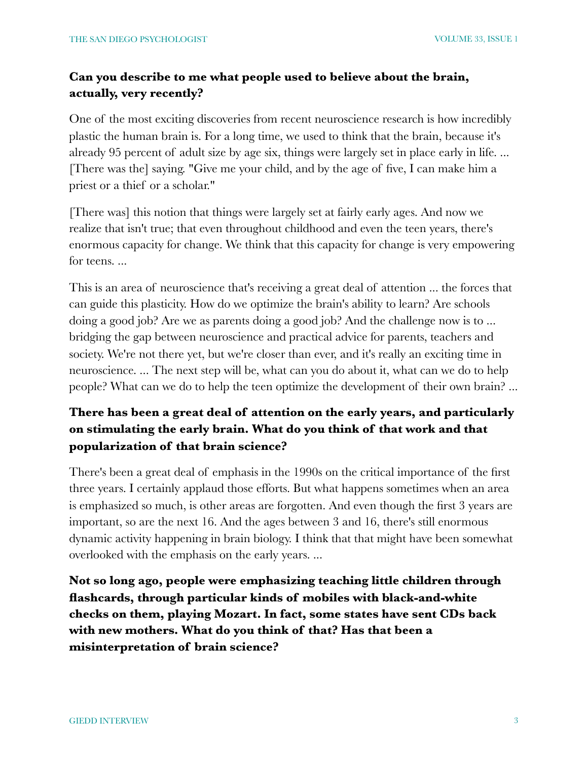**Can you describe to me what people used to believe about the brain, actually, very recently?**

One of the most exciting discoveries from recent neuroscience research is how incredibly plastic the human brain is. For a long time, we used to think that the brain, because it's already 95 percent of adult size by age six, things were largely set in place early in life. ... [There was the] saying. "Give me your child, and by the age of five, I can make him a priest or a thief or a scholar."

[There was] this notion that things were largely set at fairly early ages. And now we realize that isn't true; that even throughout childhood and even the teen years, there's enormous capacity for change. We think that this capacity for change is very empowering for teens. ...

This is an area of neuroscience that's receiving a great deal of attention ... the forces that can guide this plasticity. How do we optimize the brain's ability to learn? Are schools doing a good job? Are we as parents doing a good job? And the challenge now is to ... bridging the gap between neuroscience and practical advice for parents, teachers and society. We're not there yet, but we're closer than ever, and it's really an exciting time in neuroscience. ... The next step will be, what can you do about it, what can we do to help people? What can we do to help the teen optimize the development of their own brain? ...

**There has been a great deal of attention on the early years, and particularly on stimulating the early brain. What do you think of that work and that popularization of that brain science?**

There's been a great deal of emphasis in the 1990s on the critical importance of the first three years. I certainly applaud those efforts. But what happens sometimes when an area is emphasized so much, is other areas are forgotten. And even though the first 3 years are important, so are the next 16. And the ages between 3 and 16, there's still enormous dynamic activity happening in brain biology. I think that that might have been somewhat overlooked with the emphasis on the early years. ...

**Not so long ago, people were emphasizing teaching little children through flashcards, through particular kinds of mobiles with black-and-white checks on them, playing Mozart. In fact, some states have sent CDs back with new mothers. What do you think of that? Has that been a misinterpretation of brain science?**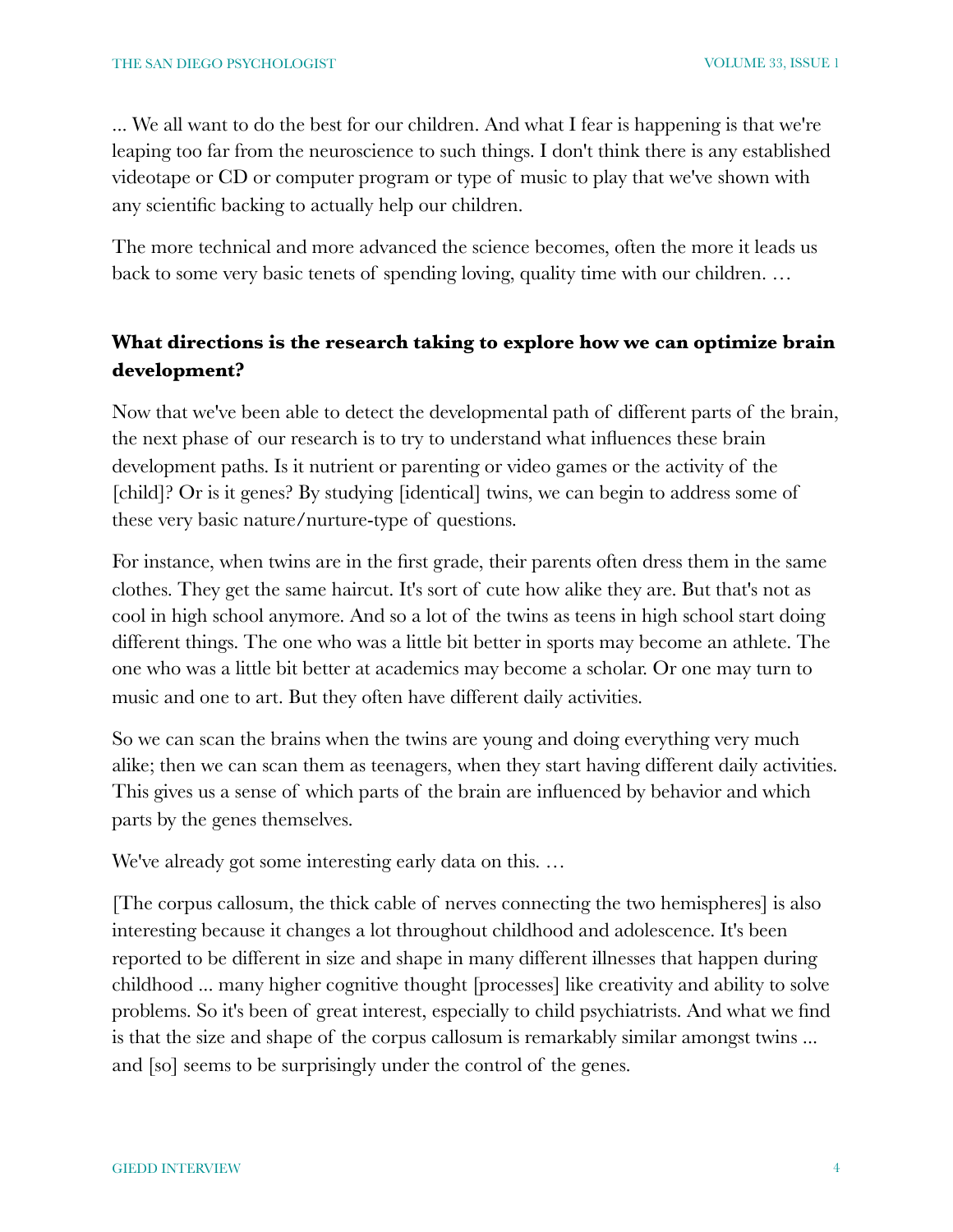... We all want to do the best for our children. And what I fear is happening is that we're leaping too far from the neuroscience to such things. I don't think there is any established videotape or CD or computer program or type of music to play that we've shown with any scientific backing to actually help our children.

The more technical and more advanced the science becomes, often the more it leads us back to some very basic tenets of spending loving, quality time with our children. …

**What directions is the research taking to explore how we can optimize brain development?**

Now that we've been able to detect the developmental path of different parts of the brain, the next phase of our research is to try to understand what influences these brain development paths. Is it nutrient or parenting or video games or the activity of the [child]? Or is it genes? By studying [identical] twins, we can begin to address some of these very basic nature/nurture-type of questions.

For instance, when twins are in the first grade, their parents often dress them in the same clothes. They get the same haircut. It's sort of cute how alike they are. But that's not as cool in high school anymore. And so a lot of the twins as teens in high school start doing different things. The one who was a little bit better in sports may become an athlete. The one who was a little bit better at academics may become a scholar. Or one may turn to music and one to art. But they often have different daily activities.

So we can scan the brains when the twins are young and doing everything very much alike; then we can scan them as teenagers, when they start having different daily activities. This gives us a sense of which parts of the brain are influenced by behavior and which parts by the genes themselves.

We've already got some interesting early data on this. …

[The corpus callosum, the thick cable of nerves connecting the two hemispheres] is also interesting because it changes a lot throughout childhood and adolescence. It's been reported to be different in size and shape in many different illnesses that happen during childhood ... many higher cognitive thought [processes] like creativity and ability to solve problems. So it's been of great interest, especially to child psychiatrists. And what we find is that the size and shape of the corpus callosum is remarkably similar amongst twins ... and [so] seems to be surprisingly under the control of the genes.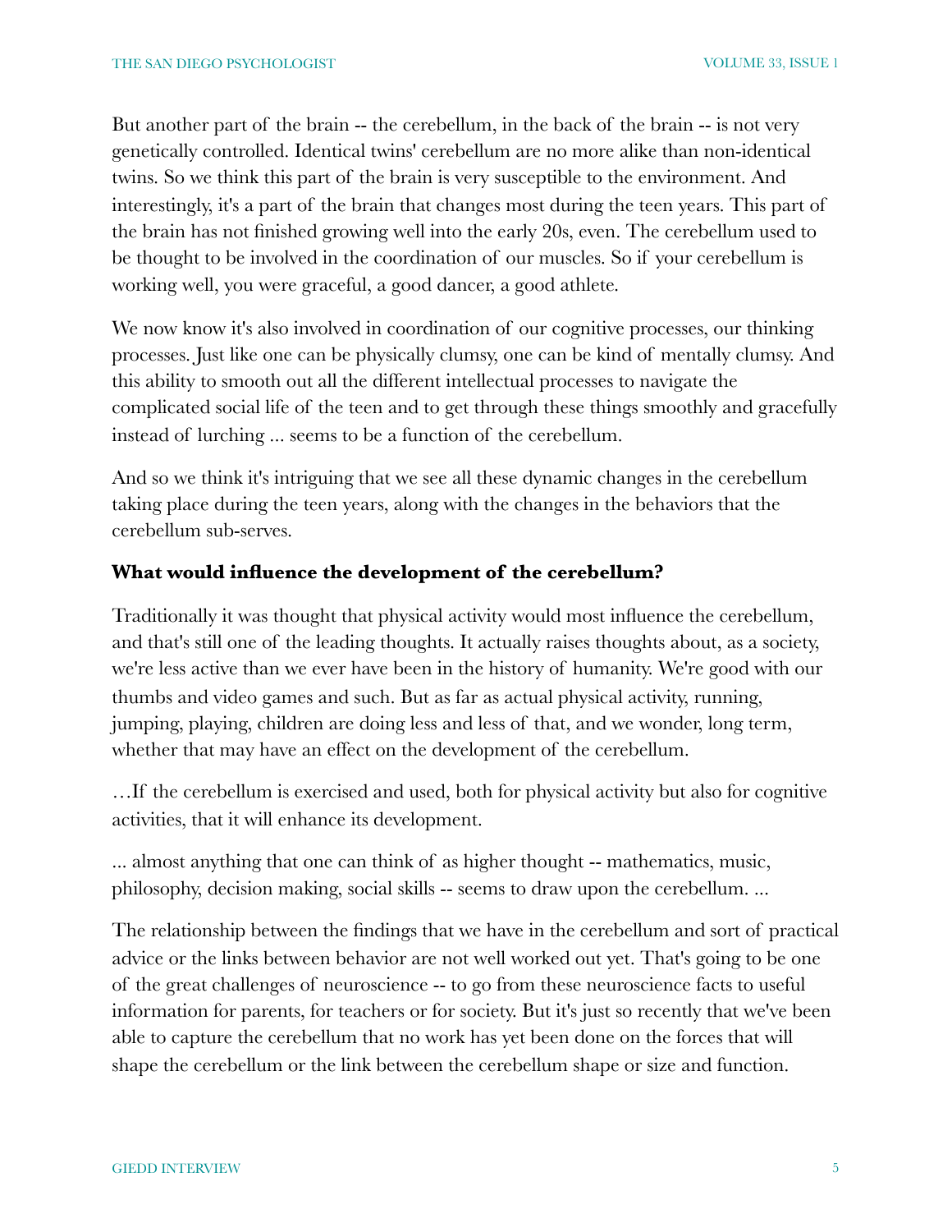But another part of the brain -- the cerebellum, in the back of the brain -- is not very genetically controlled. Identical twins' cerebellum are no more alike than non-identical twins. So we think this part of the brain is very susceptible to the environment. And interestingly, it's a part of the brain that changes most during the teen years. This part of the brain has not finished growing well into the early 20s, even. The cerebellum used to be thought to be involved in the coordination of our muscles. So if your cerebellum is working well, you were graceful, a good dancer, a good athlete.

We now know it's also involved in coordination of our cognitive processes, our thinking processes. Just like one can be physically clumsy, one can be kind of mentally clumsy. And this ability to smooth out all the different intellectual processes to navigate the complicated social life of the teen and to get through these things smoothly and gracefully instead of lurching ... seems to be a function of the cerebellum.

And so we think it's intriguing that we see all these dynamic changes in the cerebellum taking place during the teen years, along with the changes in the behaviors that the cerebellum sub-serves.

**What would influence the development of the cerebellum?**

Traditionally it was thought that physical activity would most influence the cerebellum, and that's still one of the leading thoughts. It actually raises thoughts about, as a society, we're less active than we ever have been in the history of humanity. We're good with our thumbs and video games and such. But as far as actual physical activity, running, jumping, playing, children are doing less and less of that, and we wonder, long term, whether that may have an effect on the development of the cerebellum.

…If the cerebellum is exercised and used, both for physical activity but also for cognitive activities, that it will enhance its development.

... almost anything that one can think of as higher thought -- mathematics, music, philosophy, decision making, social skills -- seems to draw upon the cerebellum. ...

The relationship between the findings that we have in the cerebellum and sort of practical advice or the links between behavior are not well worked out yet. That's going to be one of the great challenges of neuroscience -- to go from these neuroscience facts to useful information for parents, for teachers or for society. But it's just so recently that we've been able to capture the cerebellum that no work has yet been done on the forces that will shape the cerebellum or the link between the cerebellum shape or size and function.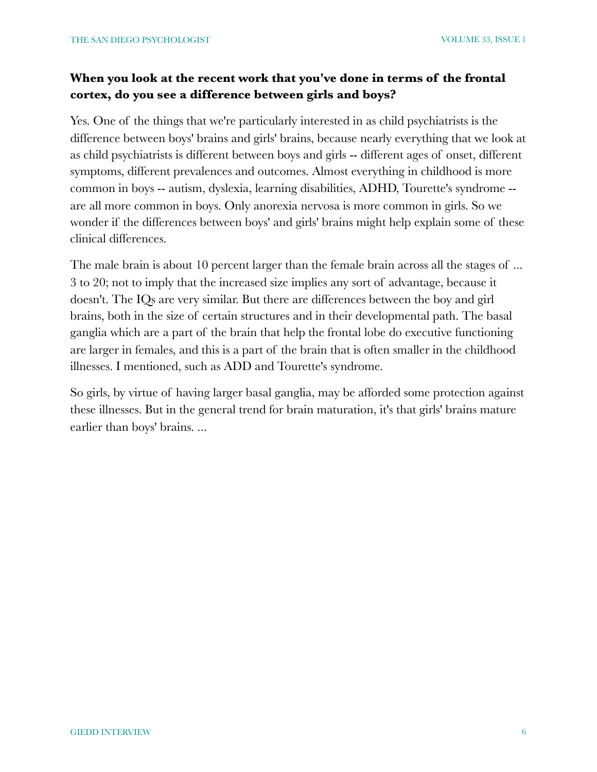**When you look at the recent work that you've done in terms of the frontal cortex, do you see a difference between girls and boys?**

Yes. One of the things that we're particularly interested in as child psychiatrists is the difference between boys' brains and girls' brains, because nearly everything that we look at as child psychiatrists is different between boys and girls -- different ages of onset, different symptoms, different prevalences and outcomes. Almost everything in childhood is more common in boys -- autism, dyslexia, learning disabilities, ADHD, Tourette's syndrome -- are all more common in boys. Only anorexia nervosa is more common in girls. So we wonder if the differences between boys' and girls' brains might help explain some of these clinical differences.

The male brain is about 10 percent larger than the female brain across all the stages of ... 3 to 20; not to imply that the increased size implies any sort of advantage, because it doesn't. The IQs are very similar. But there are differences between the boy and girl brains, both in the size of certain structures and in their developmental path. The basal ganglia which are a part of the brain that help the frontal lobe do executive functioning are larger in females, and this is a part of the brain that is often smaller in the childhood illnesses. I mentioned, such as ADD and Tourette's syndrome.

So girls, by virtue of having larger basal ganglia, may be afforded some protection against these illnesses. But in the general trend for brain maturation, it's that girls' brains mature earlier than boys' brains. ...